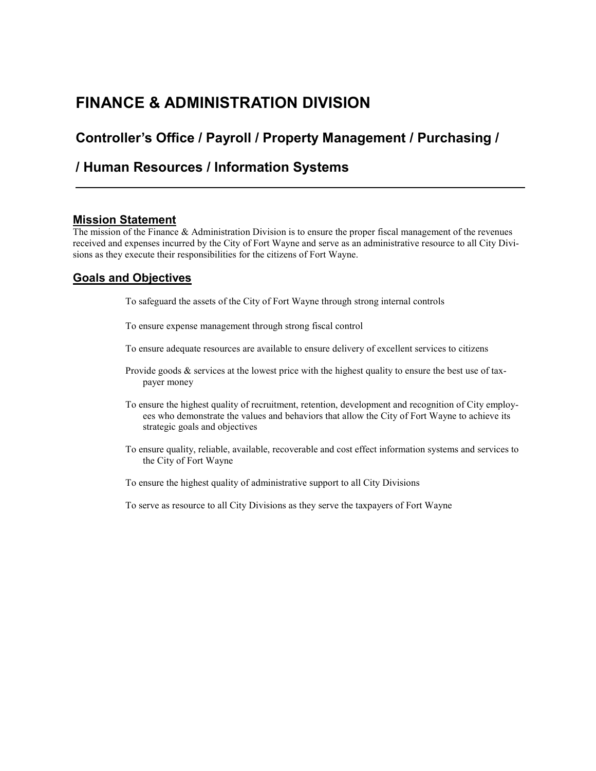# FINANCE & ADMINISTRATION DIVISION

## Controller's Office / Payroll / Property Management / Purchasing /

## / Human Resources / Information Systems

---

### Mission Statement

The mission of the Finance & Administration Division is to ensure the proper fiscal management of the revenues received and expenses incurred by the City of Fort Wayne and serve as an administrative resource to all City Divisions as they execute their responsibilities for the citizens of Fort Wayne.

### Goals and Objectives

To safeguard the assets of the City of Fort Wayne through strong internal controls

To ensure expense management through strong fiscal control

To ensure adequate resources are available to ensure delivery of excellent services to citizens

Provide goods & services at the lowest price with the highest quality to ensure the best use of taxpayer money

To ensure the highest quality of recruitment, retention, development and recognition of City employees who demonstrate the values and behaviors that allow the City of Fort Wayne to achieve its strategic goals and objectives

To ensure quality, reliable, available, recoverable and cost effect information systems and services to the City of Fort Wayne

To ensure the highest quality of administrative support to all City Divisions

To serve as resource to all City Divisions as they serve the taxpayers of Fort Wayne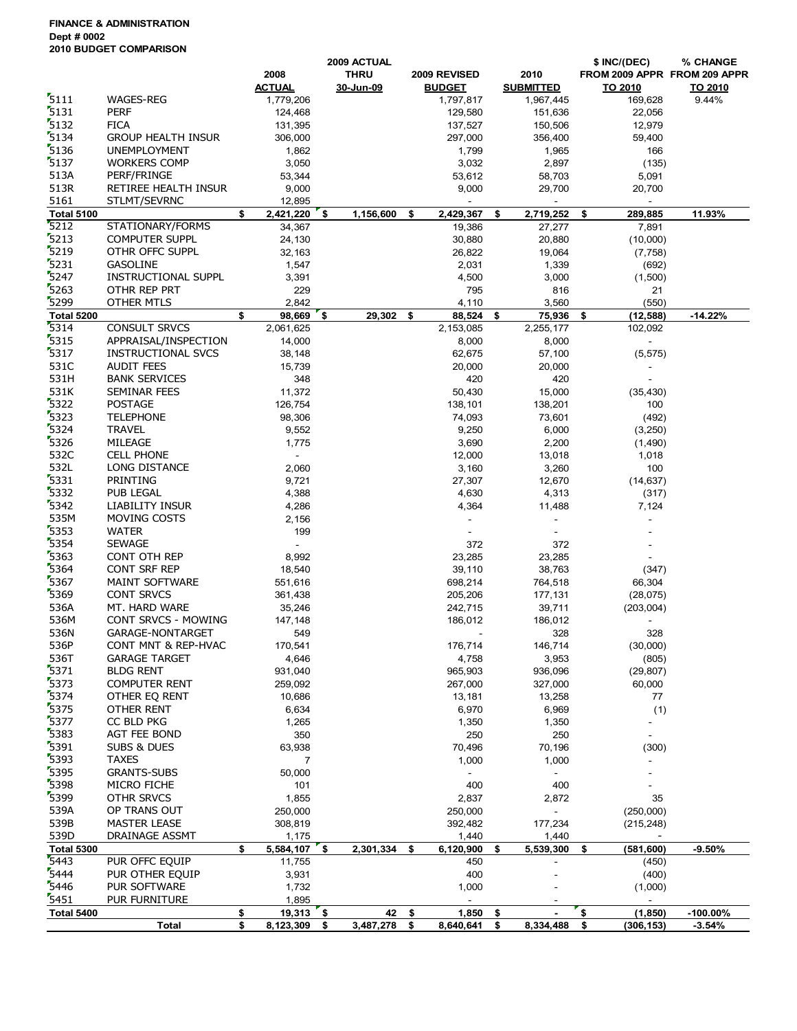**FINANCE & ADMINISTRATION**
**Dept # 0002**
**2010 BUDGET COMPARISON**

| | | 2008 ACTUAL | 2009 ACTUAL THRU 30-Jun-09 | 2009 REVISED BUDGET | 2010 SUBMITTED | $ INC/(DEC) FROM 2009 APPR TO 2010 | % CHANGE FROM 209 APPR TO 2010 |
|---|---|---|---|---|---|---|---|
| 5111 | WAGES-REG | 1,779,206 | | 1,797,817 | 1,967,445 | 169,628 | 9.44% |
| 5131 | PERF | 124,468 | | 129,580 | 151,636 | 22,056 | |
| 5132 | FICA | 131,395 | | 137,527 | 150,506 | 12,979 | |
| 5134 | GROUP HEALTH INSUR | 306,000 | | 297,000 | 356,400 | 59,400 | |
| 5136 | UNEMPLOYMENT | 1,862 | | 1,799 | 1,965 | 166 | |
| 5137 | WORKERS COMP | 3,050 | | 3,032 | 2,897 | (135) | |
| 513A | PERF/FRINGE | 53,344 | | 53,612 | 58,703 | 5,091 | |
| 513R | RETIREE HEALTH INSUR | 9,000 | | 9,000 | 29,700 | 20,700 | |
| 5161 | STLMT/SEVRNC | 12,895 | | - | - | - | |
| **Total 5100** | | **$ 2,421,220** | **$ 1,156,600** | **$ 2,429,367** | **$ 2,719,252** | **$ 289,885** | **11.93%** |
| 5212 | STATIONARY/FORMS | 34,367 | | 19,386 | 27,277 | 7,891 | |
| 5213 | COMPUTER SUPPL | 24,130 | | 30,880 | 20,880 | (10,000) | |
| 5219 | OTHR OFFC SUPPL | 32,163 | | 26,822 | 19,064 | (7,758) | |
| 5231 | GASOLINE | 1,547 | | 2,031 | 1,339 | (692) | |
| 5247 | INSTRUCTIONAL SUPPL | 3,391 | | 4,500 | 3,000 | (1,500) | |
| 5263 | OTHR REP PRT | 229 | | 795 | 816 | 21 | |
| 5299 | OTHER MTLS | 2,842 | | 4,110 | 3,560 | (550) | |
| **Total 5200** | | **$ 98,669** | **$ 29,302** | **$ 88,524** | **$ 75,936** | **$ (12,588)** | **-14.22%** |
| 5314 | CONSULT SRVCS | 2,061,625 | | 2,153,085 | 2,255,177 | 102,092 | |
| 5315 | APPRAISAL/INSPECTION | 14,000 | | 8,000 | 8,000 | - | |
| 5317 | INSTRUCTIONAL SVCS | 38,148 | | 62,675 | 57,100 | (5,575) | |
| 531C | AUDIT FEES | 15,739 | | 20,000 | 20,000 | - | |
| 531H | BANK SERVICES | 348 | | 420 | 420 | - | |
| 531K | SEMINAR FEES | 11,372 | | 50,430 | 15,000 | (35,430) | |
| 5322 | POSTAGE | 126,754 | | 138,101 | 138,201 | 100 | |
| 5323 | TELEPHONE | 98,306 | | 74,093 | 73,601 | (492) | |
| 5324 | TRAVEL | 9,552 | | 9,250 | 6,000 | (3,250) | |
| 5326 | MILEAGE | 1,775 | | 3,690 | 2,200 | (1,490) | |
| 532C | CELL PHONE | - | | 12,000 | 13,018 | 1,018 | |
| 532L | LONG DISTANCE | 2,060 | | 3,160 | 3,260 | 100 | |
| 5331 | PRINTING | 9,721 | | 27,307 | 12,670 | (14,637) | |
| 5332 | PUB LEGAL | 4,388 | | 4,630 | 4,313 | (317) | |
| 5342 | LIABILITY INSUR | 4,286 | | 4,364 | 11,488 | 7,124 | |
| 535M | MOVING COSTS | 2,156 | | - | - | - | |
| 5353 | WATER | 199 | | - | - | - | |
| 5354 | SEWAGE | - | | 372 | 372 | - | |
| 5363 | CONT OTH REP | 8,992 | | 23,285 | 23,285 | - | |
| 5364 | CONT SRF REP | 18,540 | | 39,110 | 38,763 | (347) | |
| 5367 | MAINT SOFTWARE | 551,616 | | 698,214 | 764,518 | 66,304 | |
| 5369 | CONT SRVCS | 361,438 | | 205,206 | 177,131 | (28,075) | |
| 536A | MT. HARD WARE | 35,246 | | 242,715 | 39,711 | (203,004) | |
| 536M | CONT SRVCS - MOWING | 147,148 | | 186,012 | 186,012 | - | |
| 536N | GARAGE-NONTARGET | 549 | | - | 328 | 328 | |
| 536P | CONT MNT & REP-HVAC | 170,541 | | 176,714 | 146,714 | (30,000) | |
| 536T | GARAGE TARGET | 4,646 | | 4,758 | 3,953 | (805) | |
| 5371 | BLDG RENT | 931,040 | | 965,903 | 936,096 | (29,807) | |
| 5373 | COMPUTER RENT | 259,092 | | 267,000 | 327,000 | 60,000 | |
| 5374 | OTHER EQ RENT | 10,686 | | 13,181 | 13,258 | 77 | |
| 5375 | OTHER RENT | 6,634 | | 6,970 | 6,969 | (1) | |
| 5377 | CC BLD PKG | 1,265 | | 1,350 | 1,350 | - | |
| 5383 | AGT FEE BOND | 350 | | 250 | 250 | - | |
| 5391 | SUBS & DUES | 63,938 | | 70,496 | 70,196 | (300) | |
| 5393 | TAXES | 7 | | 1,000 | 1,000 | - | |
| 5395 | GRANTS-SUBS | 50,000 | | - | - | - | |
| 5398 | MICRO FICHE | 101 | | 400 | 400 | - | |
| 5399 | OTHR SRVCS | 1,855 | | 2,837 | 2,872 | 35 | |
| 539A | OP TRANS OUT | 250,000 | | 250,000 | - | (250,000) | |
| 539B | MASTER LEASE | 308,819 | | 392,482 | 177,234 | (215,248) | |
| 539D | DRAINAGE ASSMT | 1,175 | | 1,440 | 1,440 | - | |
| **Total 5300** | | **$ 5,584,107** | **$ 2,301,334** | **$ 6,120,900** | **$ 5,539,300** | **$ (581,600)** | **-9.50%** |
| 5443 | PUR OFFC EQUIP | 11,755 | | 450 | - | (450) | |
| 5444 | PUR OTHER EQUIP | 3,931 | | 400 | - | (400) | |
| 5446 | PUR SOFTWARE | 1,732 | | 1,000 | - | (1,000) | |
| 5451 | PUR FURNITURE | 1,895 | | - | - | - | |
| **Total 5400** | | **$ 19,313** | **$ 42** | **$ 1,850** | **$ -** | **$ (1,850)** | **-100.00%** |
| | **Total** | **$ 8,123,309** | **$ 3,487,278** | **$ 8,640,641** | **$ 8,334,488** | **$ (306,153)** | **-3.54%** |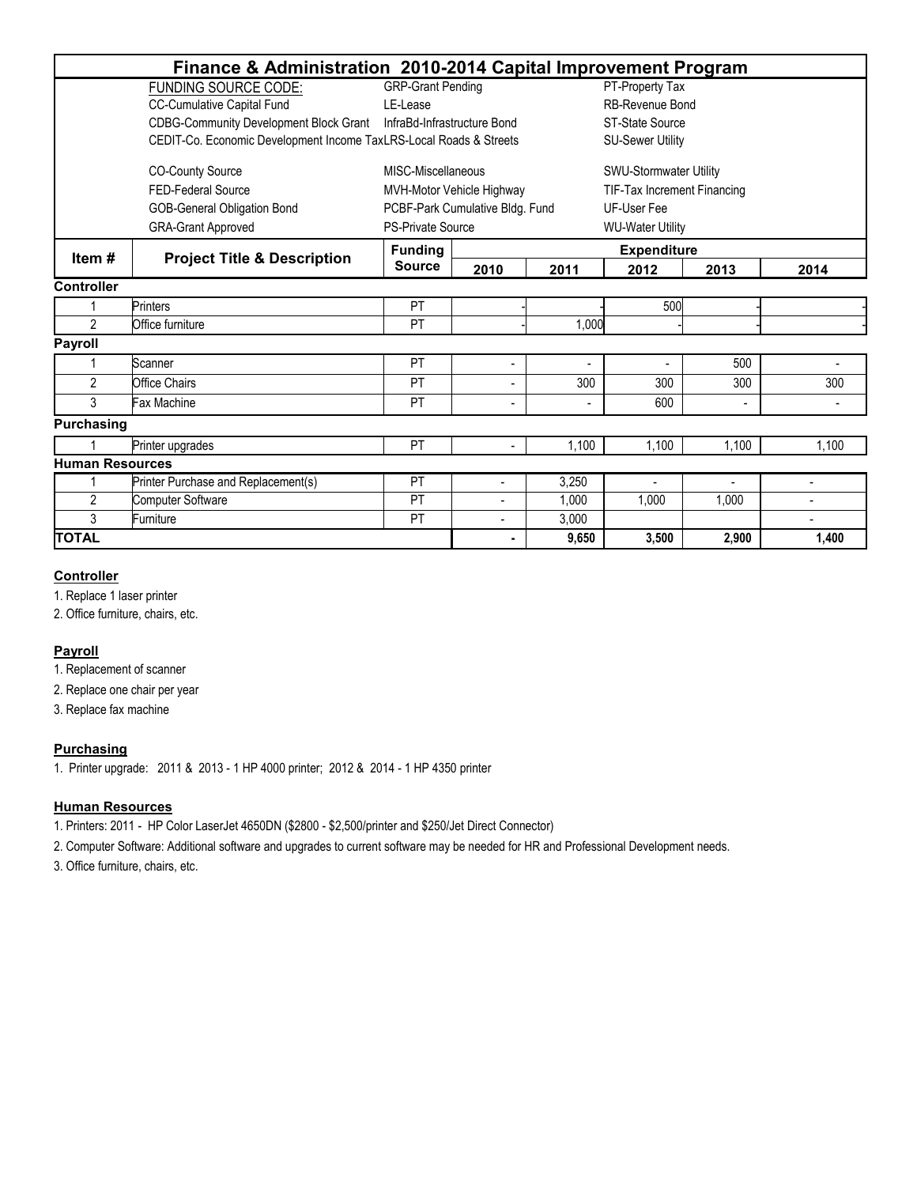# Finance & Administration 2010-2014 Capital Improvement Program

| | | | |
|---|---|---|---|
| | FUNDING SOURCE CODE: | GRP-Grant Pending | PT-Property Tax |
| | CC-Cumulative Capital Fund | LE-Lease | RB-Revenue Bond |
| | CDBG-Community Development Block Grant | InfraBd-Infrastructure Bond | ST-State Source |
| | CEDIT-Co. Economic Development Income Tax | LRS-Local Roads & Streets | SU-Sewer Utility |
| | CO-County Source | MISC-Miscellaneous | SWU-Stormwater Utility |
| | FED-Federal Source | MVH-Motor Vehicle Highway | TIF-Tax Increment Financing |
| | GOB-General Obligation Bond | PCBF-Park Cumulative Bldg. Fund | UF-User Fee |
| | GRA-Grant Approved | PS-Private Source | WU-Water Utility |

| Item # | Project Title & Description | Funding Source | Expenditure | | | | |
|---|---|---|---|---|---|---|---|
| | | | 2010 | 2011 | 2012 | 2013 | 2014 |
| **Controller** | | | | | | | |
| 1 | Printers | PT | - | - | 500 | - | - |
| 2 | Office furniture | PT | - | 1,000 | - | - | - |
| **Payroll** | | | | | | | |
| 1 | Scanner | PT | - | - | - | 500 | - |
| 2 | Office Chairs | PT | - | 300 | 300 | 300 | 300 |
| 3 | Fax Machine | PT | - | - | 600 | - | - |
| **Purchasing** | | | | | | | |
| 1 | Printer upgrades | PT | - | 1,100 | 1,100 | 1,100 | 1,100 |
| **Human Resources** | | | | | | | |
| 1 | Printer Purchase and Replacement(s) | PT | - | 3,250 | - | - | - |
| 2 | Computer Software | PT | - | 1,000 | 1,000 | 1,000 | - |
| 3 | Furniture | PT | - | 3,000 | | | - |
| **TOTAL** | | | - | 9,650 | 3,500 | 2,900 | 1,400 |

**Controller**

1. Replace 1 laser printer
2. Office furniture, chairs, etc.

**Payroll**

1. Replacement of scanner
2. Replace one chair per year
3. Replace fax machine

**Purchasing**

1. Printer upgrade: 2011 & 2013 - 1 HP 4000 printer; 2012 & 2014 - 1 HP 4350 printer

**Human Resources**

1. Printers: 2011 - HP Color LaserJet 4650DN ($2800 - $2,500/printer and $250/Jet Direct Connector)
2. Computer Software: Additional software and upgrades to current software may be needed for HR and Professional Development needs.
3. Office furniture, chairs, etc.